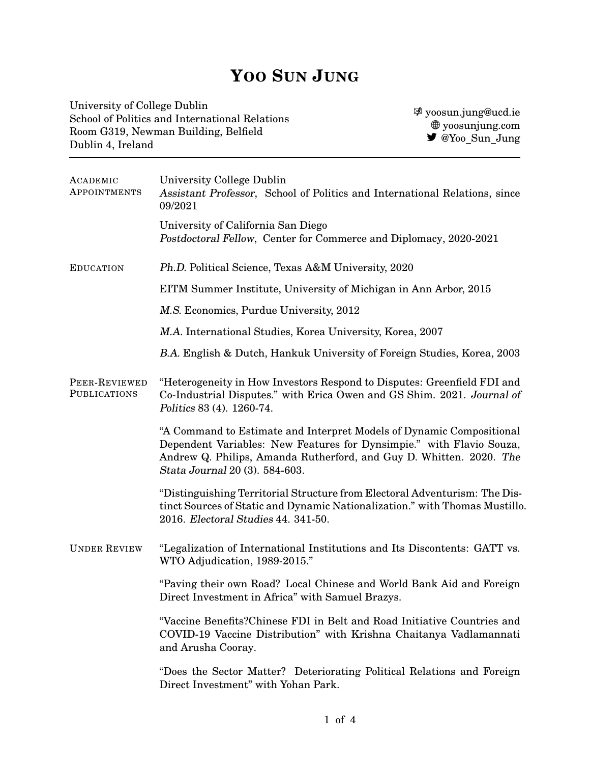# Yoo Sun Jung

University of College Dublin
School of Politics and International Relations
Room G319, Newman Building, Belfield
Dublin 4, Ireland

yoosun.jung@ucd.ie
yoosunjung.com
@Yoo_Sun_Jung

---

## Academic Appointments

University College Dublin
*Assistant Professor*, School of Politics and International Relations, since 09/2021

University of California San Diego
*Postdoctoral Fellow*, Center for Commerce and Diplomacy, 2020-2021

## Education

*Ph.D.* Political Science, Texas A&M University, 2020

EITM Summer Institute, University of Michigan in Ann Arbor, 2015

*M.S.* Economics, Purdue University, 2012

*M.A.* International Studies, Korea University, Korea, 2007

*B.A.* English & Dutch, Hankuk University of Foreign Studies, Korea, 2003

## Peer-Reviewed Publications

"Heterogeneity in How Investors Respond to Disputes: Greenfield FDI and Co-Industrial Disputes." with Erica Owen and GS Shim. 2021. *Journal of Politics* 83 (4). 1260-74.

"A Command to Estimate and Interpret Models of Dynamic Compositional Dependent Variables: New Features for Dynsimpie." with Flavio Souza, Andrew Q. Philips, Amanda Rutherford, and Guy D. Whitten. 2020. *The Stata Journal* 20 (3). 584-603.

"Distinguishing Territorial Structure from Electoral Adventurism: The Distinct Sources of Static and Dynamic Nationalization." with Thomas Mustillo. 2016. *Electoral Studies* 44. 341-50.

## Under Review

"Legalization of International Institutions and Its Discontents: GATT vs. WTO Adjudication, 1989-2015."

"Paving their own Road? Local Chinese and World Bank Aid and Foreign Direct Investment in Africa" with Samuel Brazys.

"Vaccine Benefits?Chinese FDI in Belt and Road Initiative Countries and COVID-19 Vaccine Distribution" with Krishna Chaitanya Vadlamannati and Arusha Cooray.

"Does the Sector Matter? Deteriorating Political Relations and Foreign Direct Investment" with Yohan Park.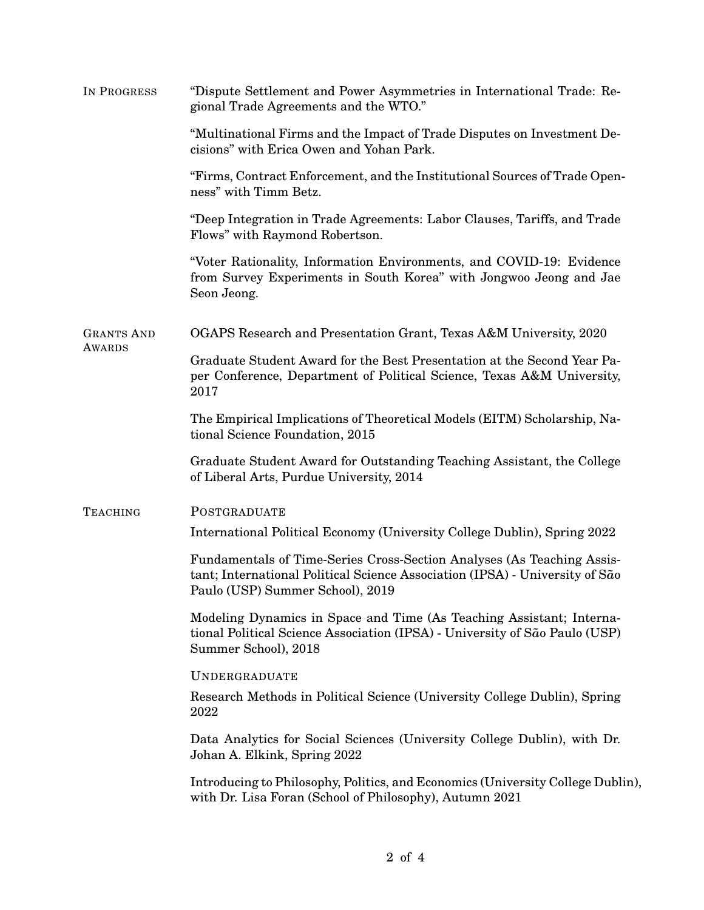## In Progress

"Dispute Settlement and Power Asymmetries in International Trade: Regional Trade Agreements and the WTO."

"Multinational Firms and the Impact of Trade Disputes on Investment Decisions" with Erica Owen and Yohan Park.

"Firms, Contract Enforcement, and the Institutional Sources of Trade Openness" with Timm Betz.

"Deep Integration in Trade Agreements: Labor Clauses, Tariffs, and Trade Flows" with Raymond Robertson.

"Voter Rationality, Information Environments, and COVID-19: Evidence from Survey Experiments in South Korea" with Jongwoo Jeong and Jae Seon Jeong.

## Grants and Awards

OGAPS Research and Presentation Grant, Texas A&M University, 2020

Graduate Student Award for the Best Presentation at the Second Year Paper Conference, Department of Political Science, Texas A&M University, 2017

The Empirical Implications of Theoretical Models (EITM) Scholarship, National Science Foundation, 2015

Graduate Student Award for Outstanding Teaching Assistant, the College of Liberal Arts, Purdue University, 2014

## Teaching

### Postgraduate

International Political Economy (University College Dublin), Spring 2022

Fundamentals of Time-Series Cross-Section Analyses (As Teaching Assistant; International Political Science Association (IPSA) - University of São Paulo (USP) Summer School), 2019

Modeling Dynamics in Space and Time (As Teaching Assistant; International Political Science Association (IPSA) - University of São Paulo (USP) Summer School), 2018

### Undergraduate

Research Methods in Political Science (University College Dublin), Spring 2022

Data Analytics for Social Sciences (University College Dublin), with Dr. Johan A. Elkink, Spring 2022

Introducing to Philosophy, Politics, and Economics (University College Dublin), with Dr. Lisa Foran (School of Philosophy), Autumn 2021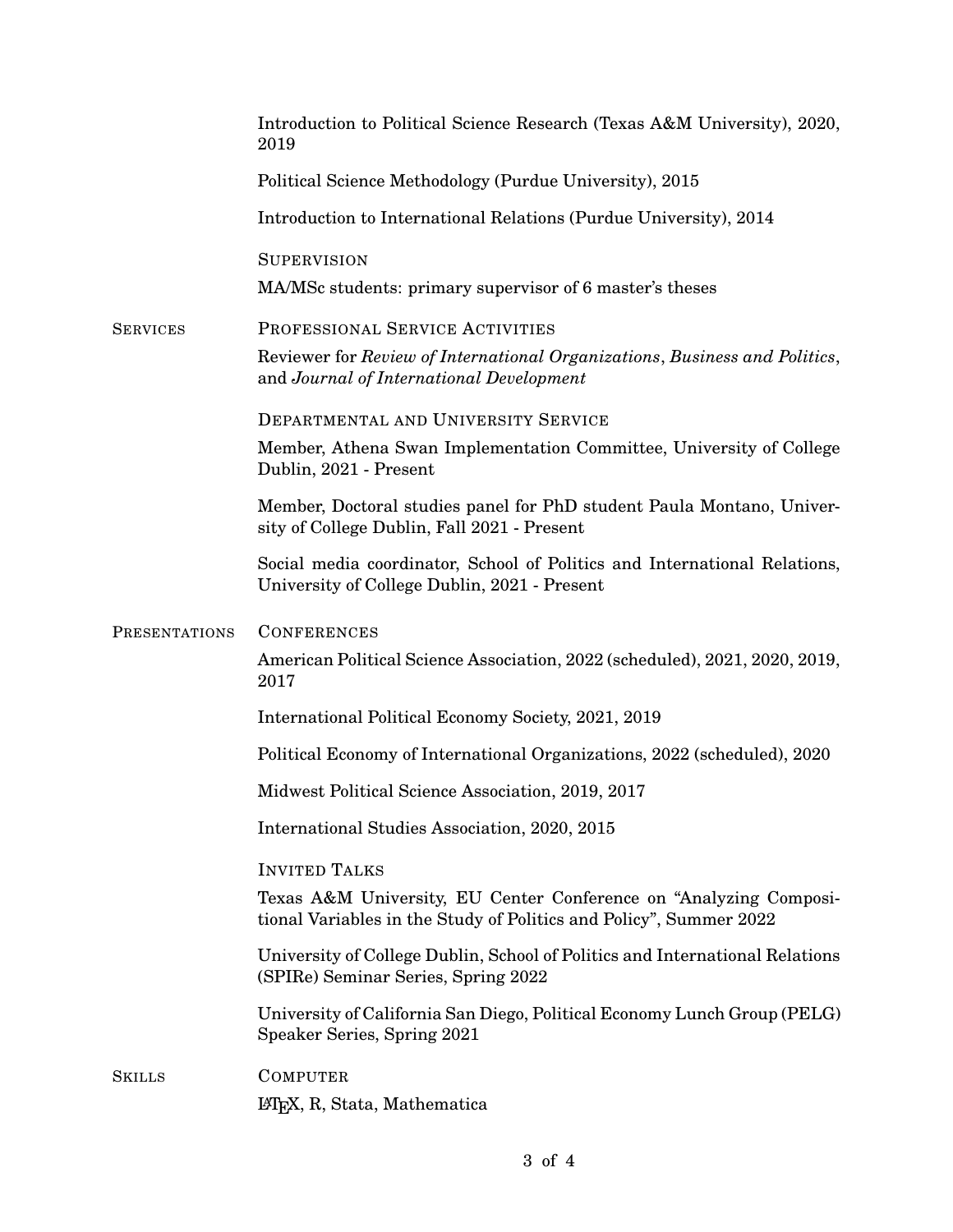Introduction to Political Science Research (Texas A&M University), 2020, 2019

Political Science Methodology (Purdue University), 2015

Introduction to International Relations (Purdue University), 2014

### Supervision

MA/MSc students: primary supervisor of 6 master's theses

## Services

### Professional Service Activities

Reviewer for *Review of International Organizations*, *Business and Politics*, and *Journal of International Development*

### Departmental and University Service

Member, Athena Swan Implementation Committee, University of College Dublin, 2021 - Present

Member, Doctoral studies panel for PhD student Paula Montano, University of College Dublin, Fall 2021 - Present

Social media coordinator, School of Politics and International Relations, University of College Dublin, 2021 - Present

## Presentations

### Conferences

American Political Science Association, 2022 (scheduled), 2021, 2020, 2019, 2017

International Political Economy Society, 2021, 2019

Political Economy of International Organizations, 2022 (scheduled), 2020

Midwest Political Science Association, 2019, 2017

International Studies Association, 2020, 2015

### Invited Talks

Texas A&M University, EU Center Conference on "Analyzing Compositional Variables in the Study of Politics and Policy", Summer 2022

University of College Dublin, School of Politics and International Relations (SPIRe) Seminar Series, Spring 2022

University of California San Diego, Political Economy Lunch Group (PELG) Speaker Series, Spring 2021

## Skills

### Computer

LaTeX, R, Stata, Mathematica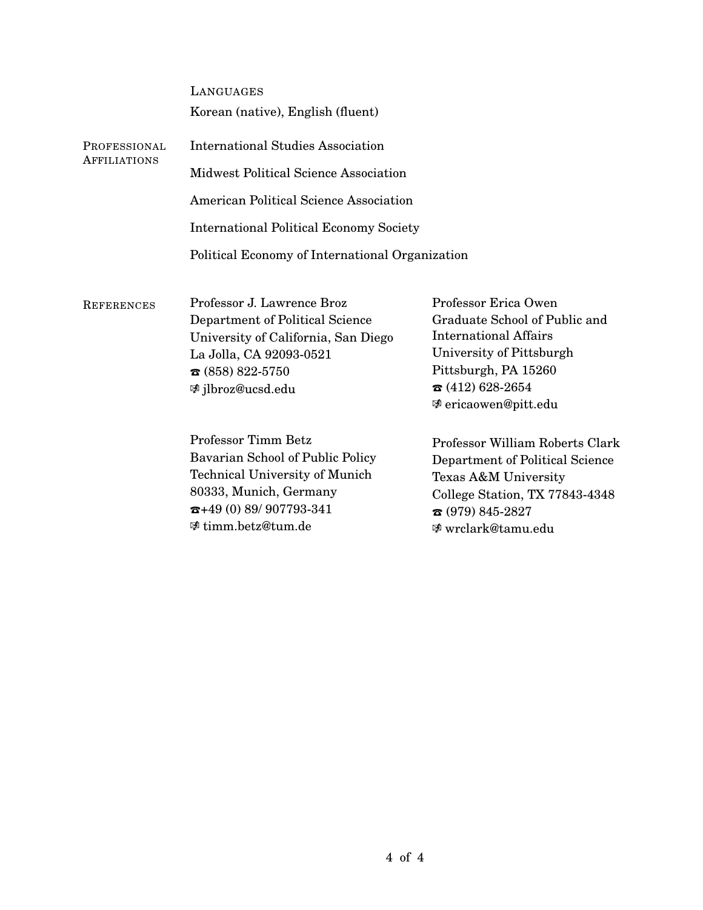### Languages

Korean (native), English (fluent)

### Professional Affiliations

International Studies Association

Midwest Political Science Association

American Political Science Association

International Political Economy Society

Political Economy of International Organization

### References

Professor J. Lawrence Broz
Department of Political Science
University of California, San Diego
La Jolla, CA 92093-0521
☎ (858) 822-5750
✉ jlbroz@ucsd.edu

Professor Erica Owen
Graduate School of Public and International Affairs
University of Pittsburgh
Pittsburgh, PA 15260
☎ (412) 628-2654
✉ ericaowen@pitt.edu

Professor Timm Betz
Bavarian School of Public Policy
Technical University of Munich
80333, Munich, Germany
☎+49 (0) 89/ 907793-341
✉ timm.betz@tum.de

Professor William Roberts Clark
Department of Political Science
Texas A&M University
College Station, TX 77843-4348
☎ (979) 845-2827
✉ wrclark@tamu.edu